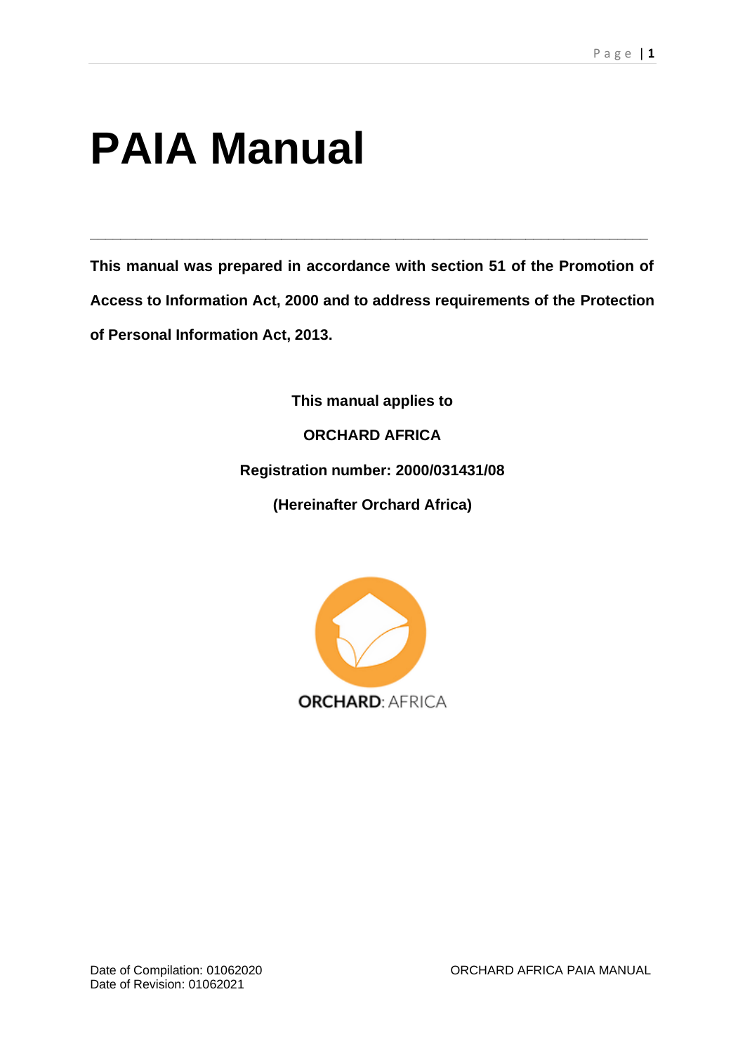# PAIA Manual

---

**This manual was prepared in accordance with section 51 of the Promotion of Access to Information Act, 2000 and to address requirements of the Protection of Personal Information Act, 2013.**

**This manual applies to**

**ORCHARD AFRICA**

**Registration number: 2000/031431/08**

**(Hereinafter Orchard Africa)**

ORCHARD: AFRICA

Date of Compilation: 01062020
Date of Revision: 01062021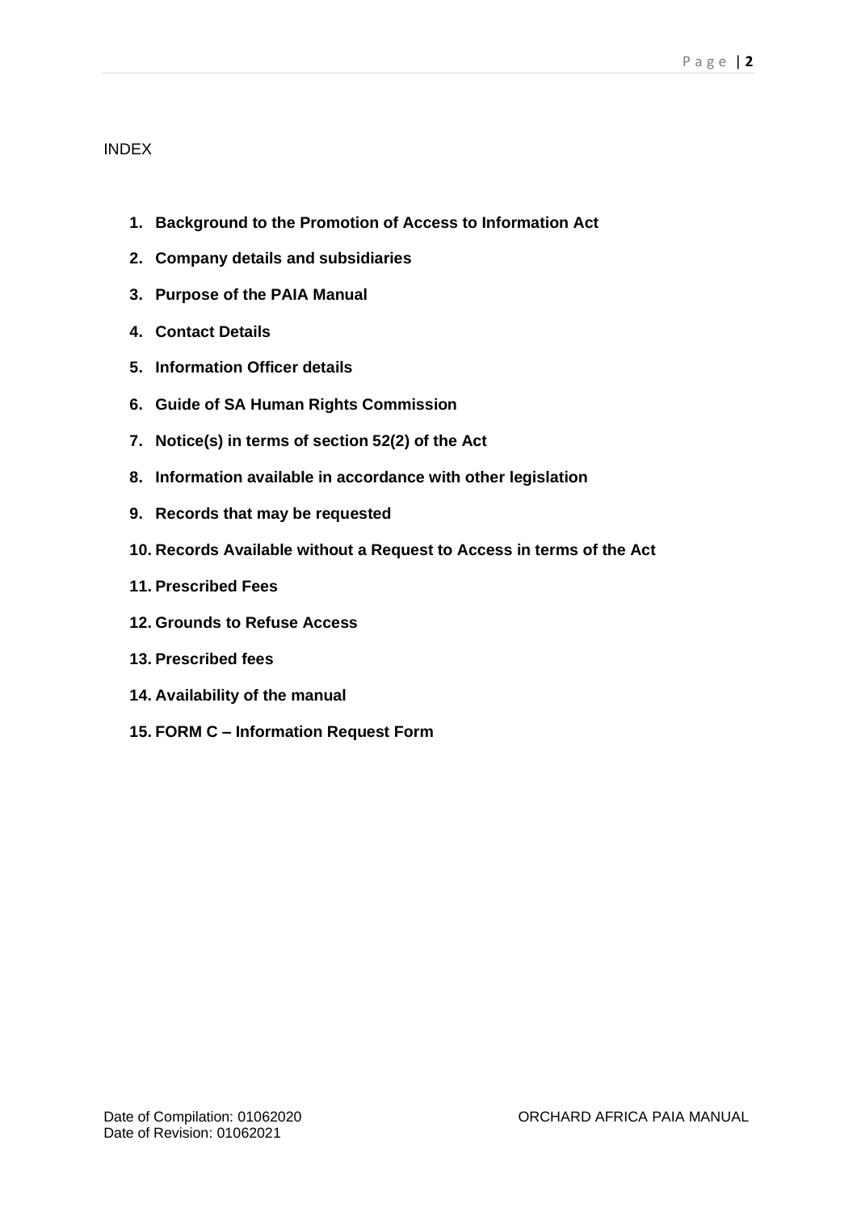INDEX

1. **Background to the Promotion of Access to Information Act**
2. **Company details and subsidiaries**
3. **Purpose of the PAIA Manual**
4. **Contact Details**
5. **Information Officer details**
6. **Guide of SA Human Rights Commission**
7. **Notice(s) in terms of section 52(2) of the Act**
8. **Information available in accordance with other legislation**
9. **Records that may be requested**
10. **Records Available without a Request to Access in terms of the Act**
11. **Prescribed Fees**
12. **Grounds to Refuse Access**
13. **Prescribed fees**
14. **Availability of the manual**
15. **FORM C – Information Request Form**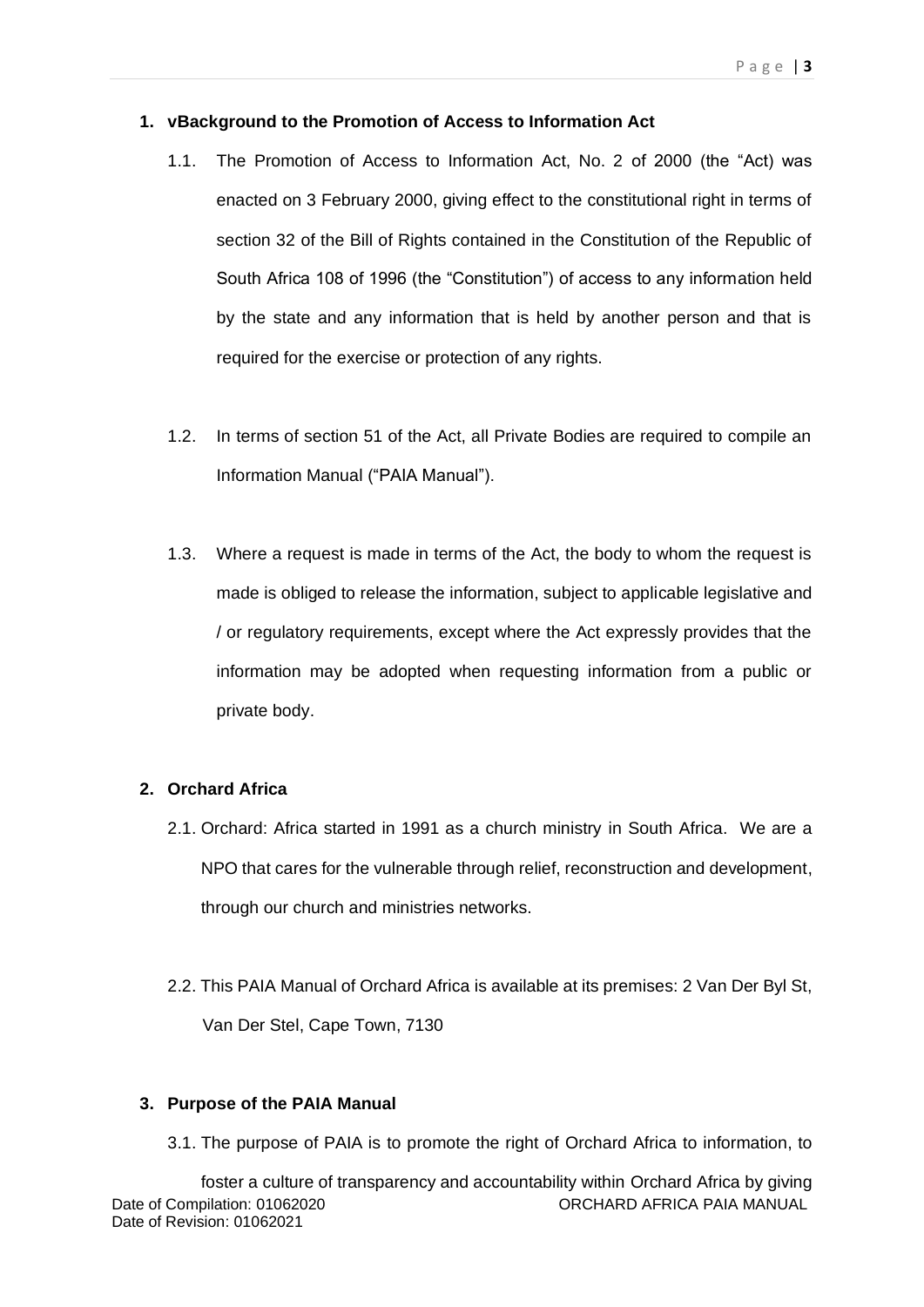## 1. vBackground to the Promotion of Access to Information Act

1.1. The Promotion of Access to Information Act, No. 2 of 2000 (the "Act) was enacted on 3 February 2000, giving effect to the constitutional right in terms of section 32 of the Bill of Rights contained in the Constitution of the Republic of South Africa 108 of 1996 (the "Constitution") of access to any information held by the state and any information that is held by another person and that is required for the exercise or protection of any rights.

1.2. In terms of section 51 of the Act, all Private Bodies are required to compile an Information Manual ("PAIA Manual").

1.3. Where a request is made in terms of the Act, the body to whom the request is made is obliged to release the information, subject to applicable legislative and / or regulatory requirements, except where the Act expressly provides that the information may be adopted when requesting information from a public or private body.

## 2. Orchard Africa

2.1. Orchard: Africa started in 1991 as a church ministry in South Africa. We are a NPO that cares for the vulnerable through relief, reconstruction and development, through our church and ministries networks.

2.2. This PAIA Manual of Orchard Africa is available at its premises: 2 Van Der Byl St, Van Der Stel, Cape Town, 7130

## 3. Purpose of the PAIA Manual

3.1. The purpose of PAIA is to promote the right of Orchard Africa to information, to foster a culture of transparency and accountability within Orchard Africa by giving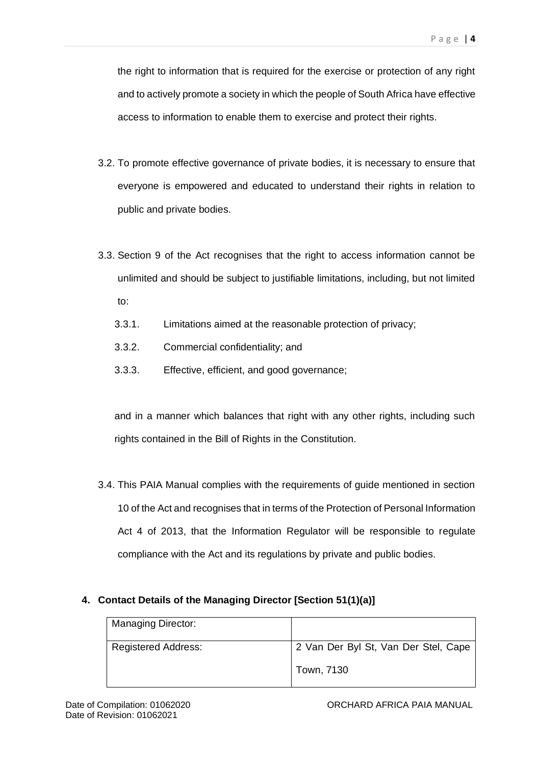the right to information that is required for the exercise or protection of any right and to actively promote a society in which the people of South Africa have effective access to information to enable them to exercise and protect their rights.

3.2. To promote effective governance of private bodies, it is necessary to ensure that everyone is empowered and educated to understand their rights in relation to public and private bodies.

3.3. Section 9 of the Act recognises that the right to access information cannot be unlimited and should be subject to justifiable limitations, including, but not limited to:

3.3.1. Limitations aimed at the reasonable protection of privacy;

3.3.2. Commercial confidentiality; and

3.3.3. Effective, efficient, and good governance;

and in a manner which balances that right with any other rights, including such rights contained in the Bill of Rights in the Constitution.

3.4. This PAIA Manual complies with the requirements of guide mentioned in section 10 of the Act and recognises that in terms of the Protection of Personal Information Act 4 of 2013, that the Information Regulator will be responsible to regulate compliance with the Act and its regulations by private and public bodies.

## 4. Contact Details of the Managing Director [Section 51(1)(a)]

| Managing Director: | |
|---|---|
| Registered Address: | 2 Van Der Byl St, Van Der Stel, Cape Town, 7130 |

Date of Compilation: 01062020
Date of Revision: 01062021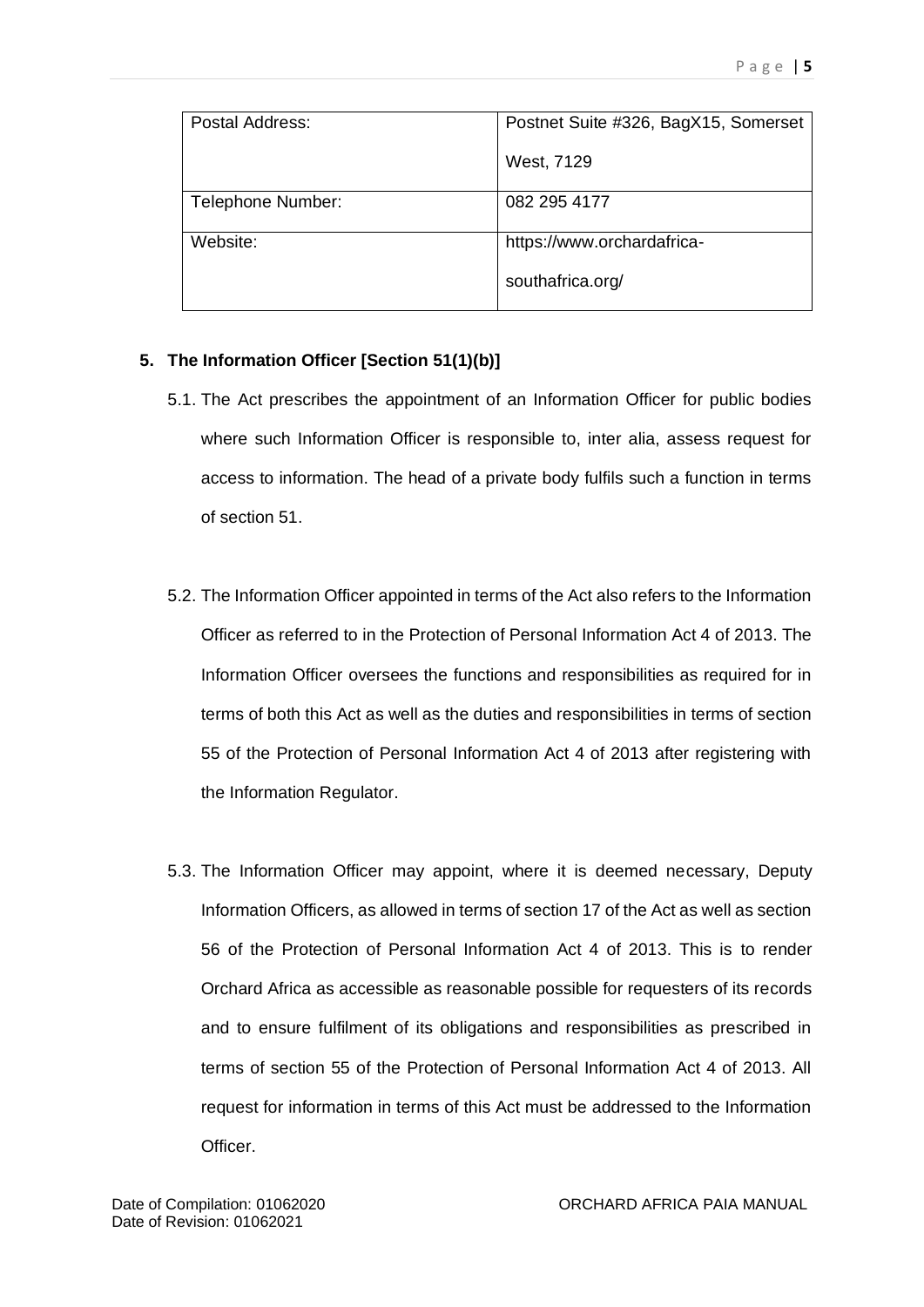| Postal Address: | Postnet Suite #326, BagX15, Somerset West, 7129 |
|---|---|
| Telephone Number: | 082 295 4177 |
| Website: | https://www.orchardafrica-southafrica.org/ |

## 5. The Information Officer [Section 51(1)(b)]

5.1. The Act prescribes the appointment of an Information Officer for public bodies where such Information Officer is responsible to, inter alia, assess request for access to information. The head of a private body fulfils such a function in terms of section 51.

5.2. The Information Officer appointed in terms of the Act also refers to the Information Officer as referred to in the Protection of Personal Information Act 4 of 2013. The Information Officer oversees the functions and responsibilities as required for in terms of both this Act as well as the duties and responsibilities in terms of section 55 of the Protection of Personal Information Act 4 of 2013 after registering with the Information Regulator.

5.3. The Information Officer may appoint, where it is deemed necessary, Deputy Information Officers, as allowed in terms of section 17 of the Act as well as section 56 of the Protection of Personal Information Act 4 of 2013. This is to render Orchard Africa as accessible as reasonable possible for requesters of its records and to ensure fulfilment of its obligations and responsibilities as prescribed in terms of section 55 of the Protection of Personal Information Act 4 of 2013. All request for information in terms of this Act must be addressed to the Information Officer.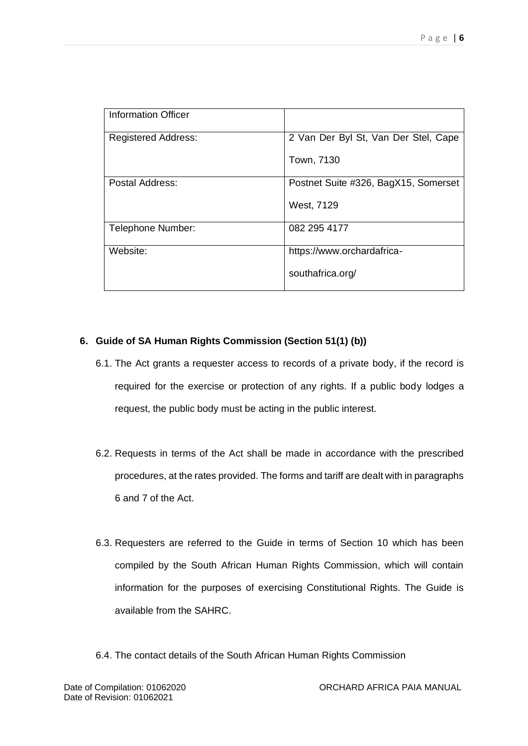| Information Officer | |
|---|---|
| Registered Address: | 2 Van Der Byl St, Van Der Stel, Cape Town, 7130 |
| Postal Address: | Postnet Suite #326, BagX15, Somerset West, 7129 |
| Telephone Number: | 082 295 4177 |
| Website: | https://www.orchardafrica-southafrica.org/ |

**6. Guide of SA Human Rights Commission (Section 51(1) (b))**

6.1. The Act grants a requester access to records of a private body, if the record is required for the exercise or protection of any rights. If a public body lodges a request, the public body must be acting in the public interest.

6.2. Requests in terms of the Act shall be made in accordance with the prescribed procedures, at the rates provided. The forms and tariff are dealt with in paragraphs 6 and 7 of the Act.

6.3. Requesters are referred to the Guide in terms of Section 10 which has been compiled by the South African Human Rights Commission, which will contain information for the purposes of exercising Constitutional Rights. The Guide is available from the SAHRC.

6.4. The contact details of the South African Human Rights Commission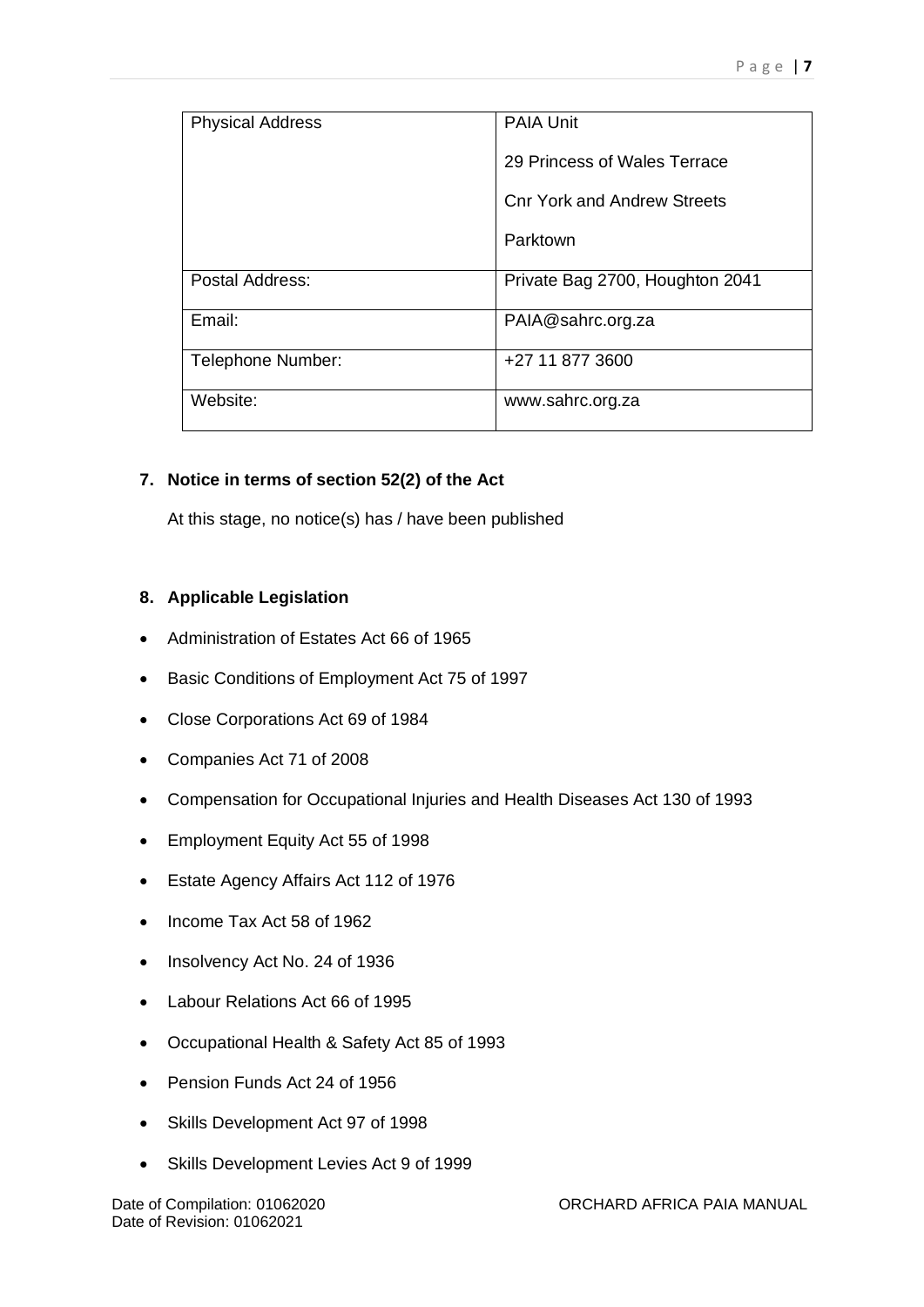| Physical Address | PAIA Unit<br>29 Princess of Wales Terrace<br>Cnr York and Andrew Streets<br>Parktown |
|---|---|
| Postal Address: | Private Bag 2700, Houghton 2041 |
| Email: | PAIA@sahrc.org.za |
| Telephone Number: | +27 11 877 3600 |
| Website: | www.sahrc.org.za |

## 7. Notice in terms of section 52(2) of the Act

At this stage, no notice(s) has / have been published

## 8. Applicable Legislation

- Administration of Estates Act 66 of 1965
- Basic Conditions of Employment Act 75 of 1997
- Close Corporations Act 69 of 1984
- Companies Act 71 of 2008
- Compensation for Occupational Injuries and Health Diseases Act 130 of 1993
- Employment Equity Act 55 of 1998
- Estate Agency Affairs Act 112 of 1976
- Income Tax Act 58 of 1962
- Insolvency Act No. 24 of 1936
- Labour Relations Act 66 of 1995
- Occupational Health & Safety Act 85 of 1993
- Pension Funds Act 24 of 1956
- Skills Development Act 97 of 1998
- Skills Development Levies Act 9 of 1999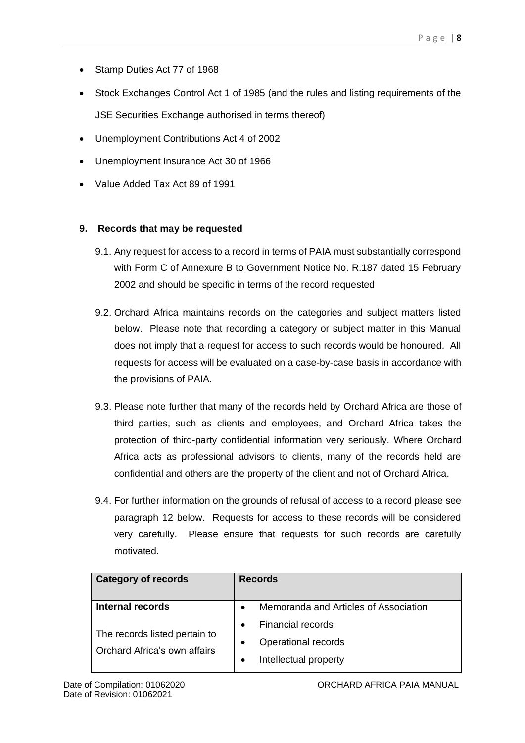- Stamp Duties Act 77 of 1968
- Stock Exchanges Control Act 1 of 1985 (and the rules and listing requirements of the JSE Securities Exchange authorised in terms thereof)
- Unemployment Contributions Act 4 of 2002
- Unemployment Insurance Act 30 of 1966
- Value Added Tax Act 89 of 1991

## 9. Records that may be requested

9.1. Any request for access to a record in terms of PAIA must substantially correspond with Form C of Annexure B to Government Notice No. R.187 dated 15 February 2002 and should be specific in terms of the record requested

9.2. Orchard Africa maintains records on the categories and subject matters listed below. Please note that recording a category or subject matter in this Manual does not imply that a request for access to such records would be honoured. All requests for access will be evaluated on a case-by-case basis in accordance with the provisions of PAIA.

9.3. Please note further that many of the records held by Orchard Africa are those of third parties, such as clients and employees, and Orchard Africa takes the protection of third-party confidential information very seriously. Where Orchard Africa acts as professional advisors to clients, many of the records held are confidential and others are the property of the client and not of Orchard Africa.

9.4. For further information on the grounds of refusal of access to a record please see paragraph 12 below. Requests for access to these records will be considered very carefully. Please ensure that requests for such records are carefully motivated.

| Category of records | Records |
|---|---|
| **Internal records**<br><br>The records listed pertain to Orchard Africa's own affairs | • Memoranda and Articles of Association<br>• Financial records<br>• Operational records<br>• Intellectual property |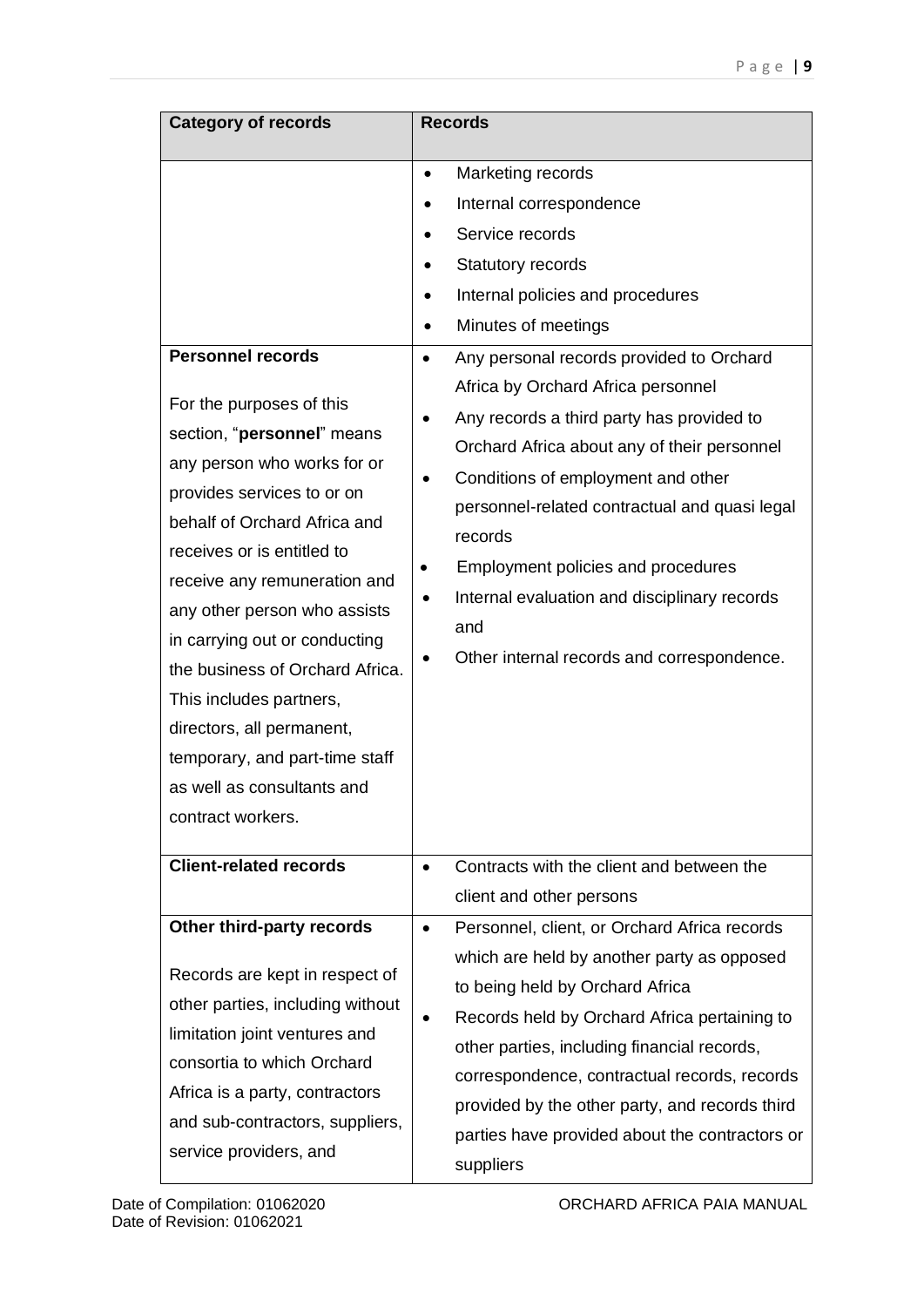| Category of records | Records |
| --- | --- |
| | • Marketing records<br>• Internal correspondence<br>• Service records<br>• Statutory records<br>• Internal policies and procedures<br>• Minutes of meetings |
| **Personnel records**<br><br>For the purposes of this section, "**personnel**" means any person who works for or provides services to or on behalf of Orchard Africa and receives or is entitled to receive any remuneration and any other person who assists in carrying out or conducting the business of Orchard Africa. This includes partners, directors, all permanent, temporary, and part-time staff as well as consultants and contract workers. | • Any personal records provided to Orchard Africa by Orchard Africa personnel<br>• Any records a third party has provided to Orchard Africa about any of their personnel<br>• Conditions of employment and other personnel-related contractual and quasi legal records<br>• Employment policies and procedures<br>• Internal evaluation and disciplinary records and<br>• Other internal records and correspondence. |
| **Client-related records** | • Contracts with the client and between the client and other persons |
| **Other third-party records**<br><br>Records are kept in respect of other parties, including without limitation joint ventures and consortia to which Orchard Africa is a party, contractors and sub-contractors, suppliers, service providers, and | • Personnel, client, or Orchard Africa records which are held by another party as opposed to being held by Orchard Africa<br>• Records held by Orchard Africa pertaining to other parties, including financial records, correspondence, contractual records, records provided by the other party, and records third parties have provided about the contractors or suppliers |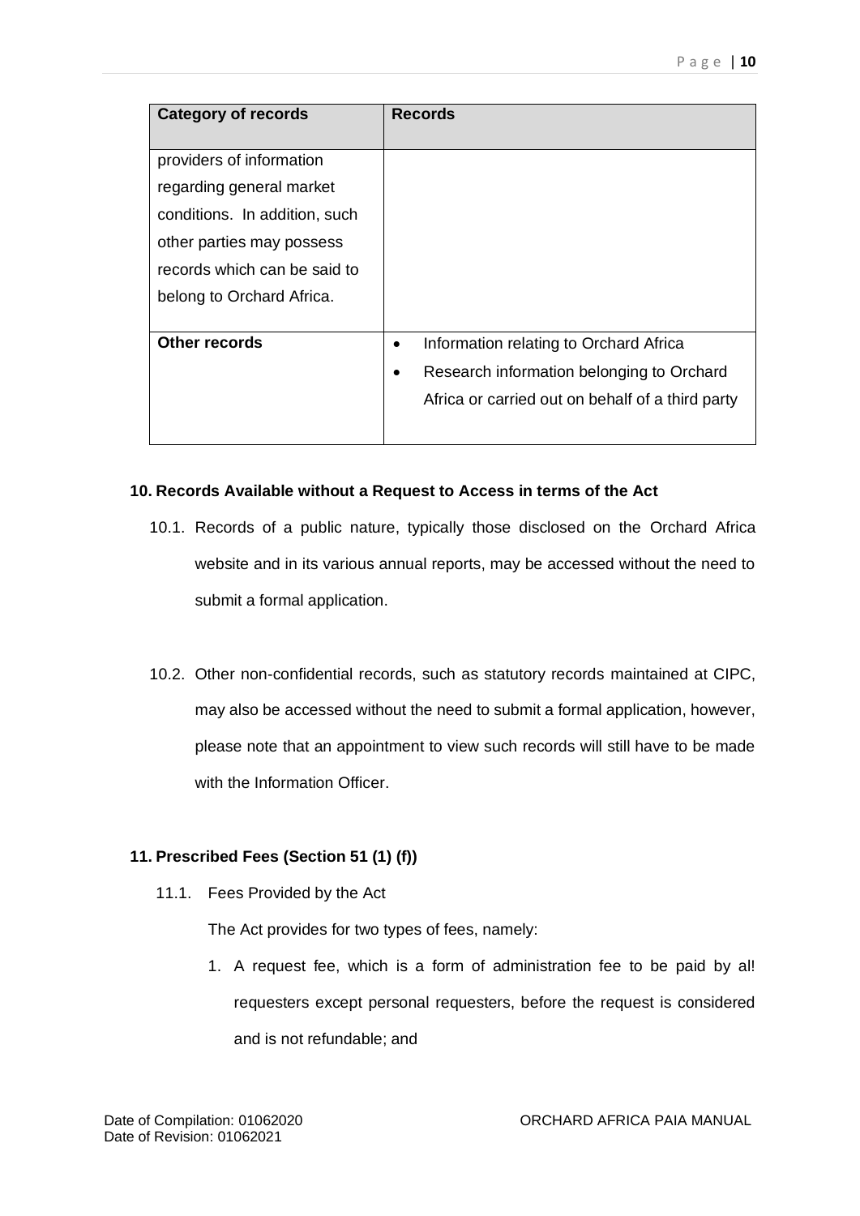| Category of records | Records |
| --- | --- |
| providers of information regarding general market conditions. In addition, such other parties may possess records which can be said to belong to Orchard Africa. | |
| **Other records** | • Information relating to Orchard Africa<br>• Research information belonging to Orchard Africa or carried out on behalf of a third party |

**10. Records Available without a Request to Access in terms of the Act**

10.1. Records of a public nature, typically those disclosed on the Orchard Africa website and in its various annual reports, may be accessed without the need to submit a formal application.

10.2. Other non-confidential records, such as statutory records maintained at CIPC, may also be accessed without the need to submit a formal application, however, please note that an appointment to view such records will still have to be made with the Information Officer.

**11. Prescribed Fees (Section 51 (1) (f))**

11.1. Fees Provided by the Act

The Act provides for two types of fees, namely:

1. A request fee, which is a form of administration fee to be paid by al! requesters except personal requesters, before the request is considered and is not refundable; and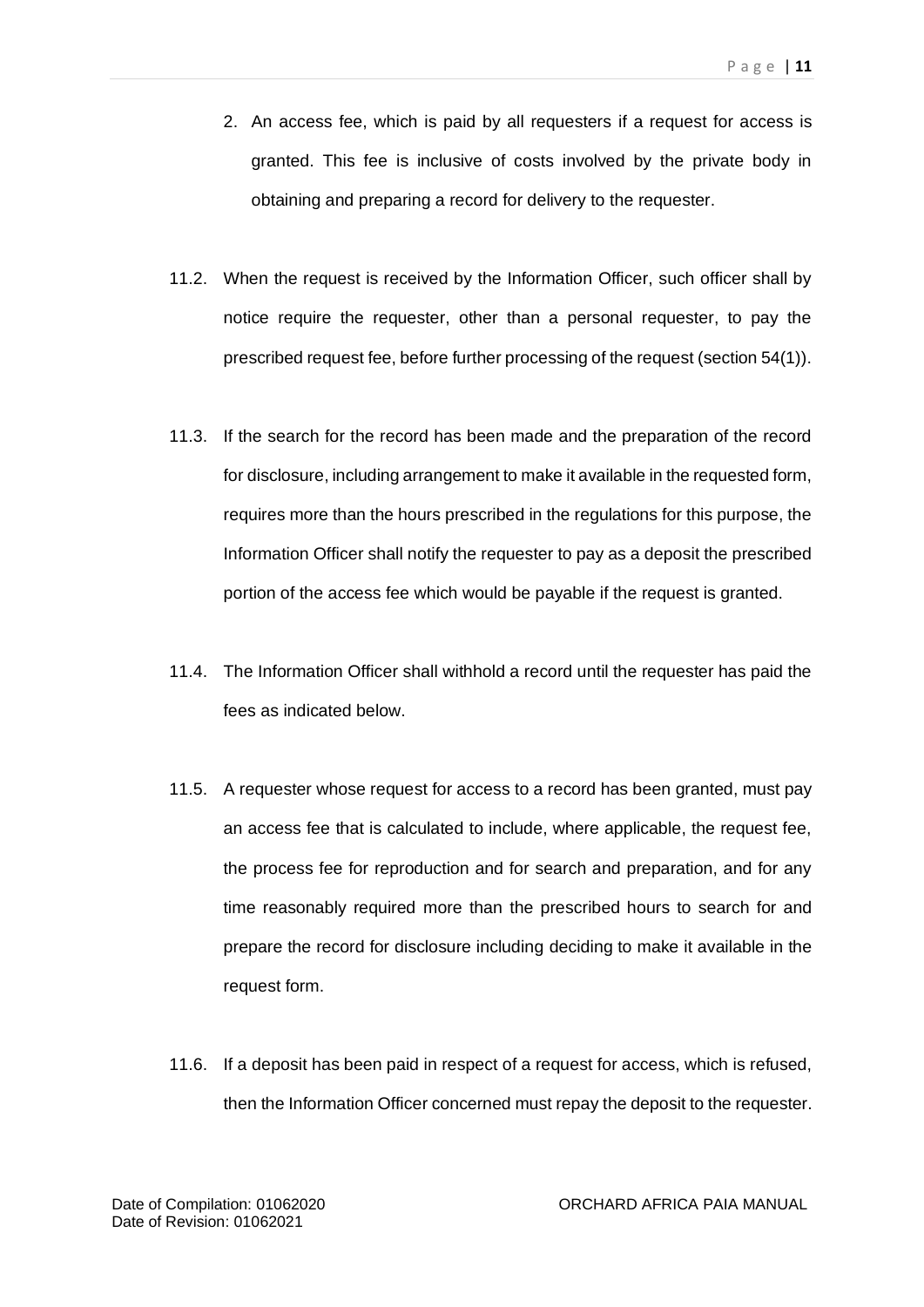2. An access fee, which is paid by all requesters if a request for access is granted. This fee is inclusive of costs involved by the private body in obtaining and preparing a record for delivery to the requester.

11.2. When the request is received by the Information Officer, such officer shall by notice require the requester, other than a personal requester, to pay the prescribed request fee, before further processing of the request (section 54(1)).

11.3. If the search for the record has been made and the preparation of the record for disclosure, including arrangement to make it available in the requested form, requires more than the hours prescribed in the regulations for this purpose, the Information Officer shall notify the requester to pay as a deposit the prescribed portion of the access fee which would be payable if the request is granted.

11.4. The Information Officer shall withhold a record until the requester has paid the fees as indicated below.

11.5. A requester whose request for access to a record has been granted, must pay an access fee that is calculated to include, where applicable, the request fee, the process fee for reproduction and for search and preparation, and for any time reasonably required more than the prescribed hours to search for and prepare the record for disclosure including deciding to make it available in the request form.

11.6. If a deposit has been paid in respect of a request for access, which is refused, then the Information Officer concerned must repay the deposit to the requester.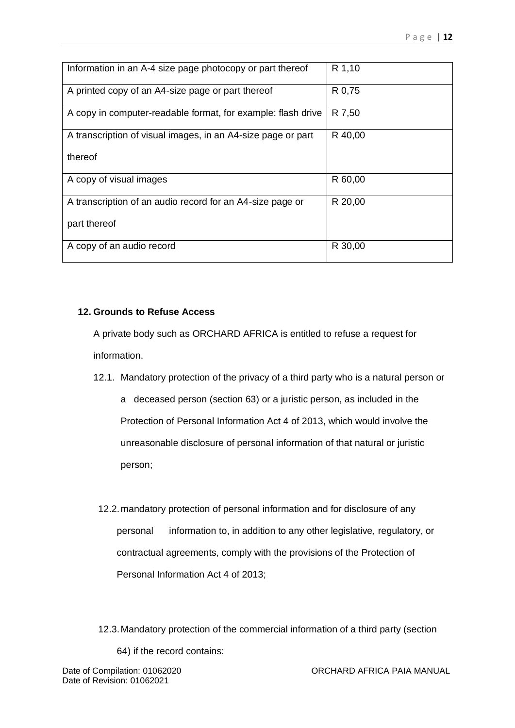| Information in an A-4 size page photocopy or part thereof | R 1,10 |
|---|---|
| A printed copy of an A4-size page or part thereof | R 0,75 |
| A copy in computer-readable format, for example: flash drive | R 7,50 |
| A transcription of visual images, in an A4-size page or part thereof | R 40,00 |
| A copy of visual images | R 60,00 |
| A transcription of an audio record for an A4-size page or part thereof | R 20,00 |
| A copy of an audio record | R 30,00 |

## 12. Grounds to Refuse Access

A private body such as ORCHARD AFRICA is entitled to refuse a request for information.

12.1. Mandatory protection of the privacy of a third party who is a natural person or a deceased person (section 63) or a juristic person, as included in the Protection of Personal Information Act 4 of 2013, which would involve the unreasonable disclosure of personal information of that natural or juristic person;

12.2. mandatory protection of personal information and for disclosure of any personal information to, in addition to any other legislative, regulatory, or contractual agreements, comply with the provisions of the Protection of Personal Information Act 4 of 2013;

12.3. Mandatory protection of the commercial information of a third party (section 64) if the record contains: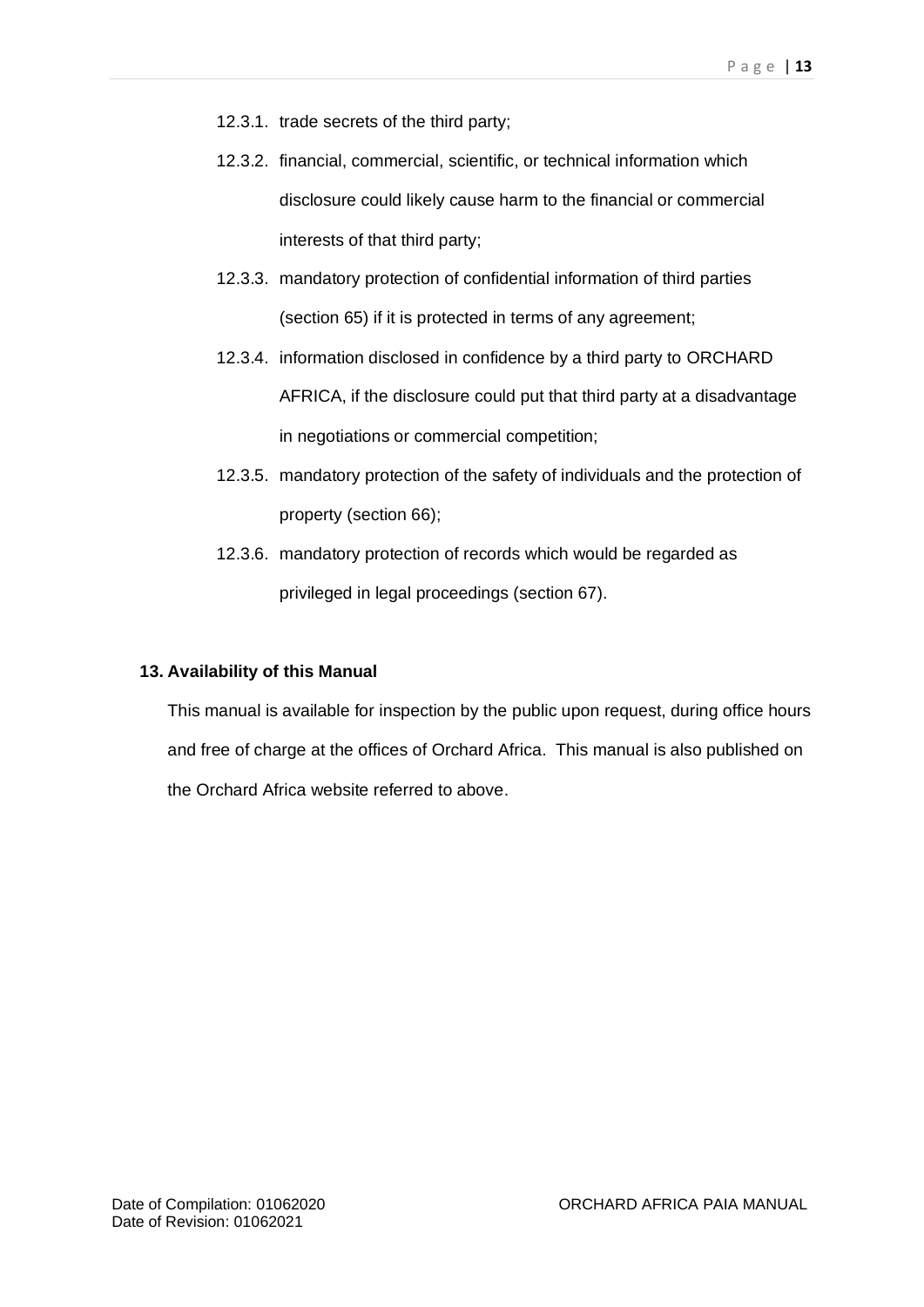12.3.1. trade secrets of the third party;

12.3.2. financial, commercial, scientific, or technical information which disclosure could likely cause harm to the financial or commercial interests of that third party;

12.3.3. mandatory protection of confidential information of third parties (section 65) if it is protected in terms of any agreement;

12.3.4. information disclosed in confidence by a third party to ORCHARD AFRICA, if the disclosure could put that third party at a disadvantage in negotiations or commercial competition;

12.3.5. mandatory protection of the safety of individuals and the protection of property (section 66);

12.3.6. mandatory protection of records which would be regarded as privileged in legal proceedings (section 67).

## 13. Availability of this Manual

This manual is available for inspection by the public upon request, during office hours and free of charge at the offices of Orchard Africa. This manual is also published on the Orchard Africa website referred to above.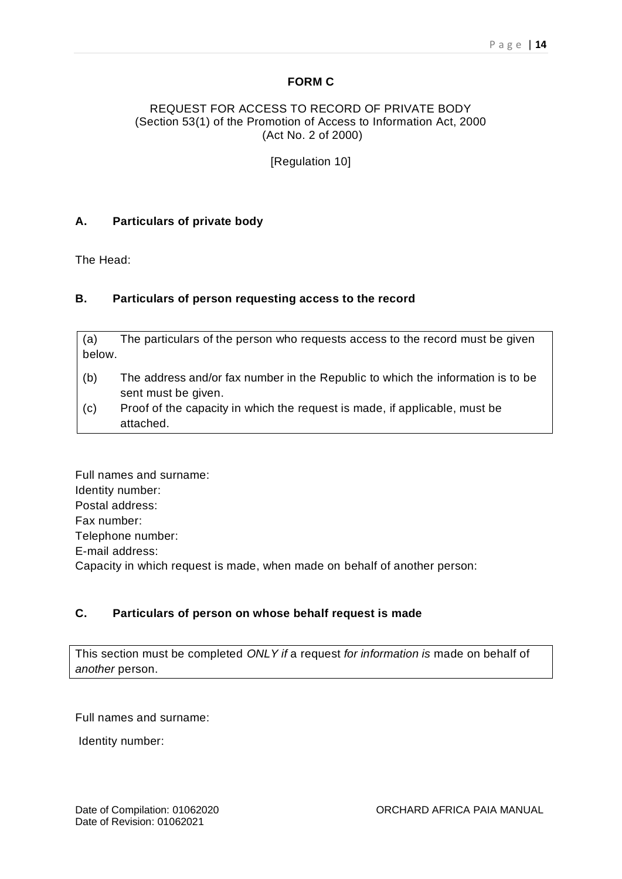**FORM C**

REQUEST FOR ACCESS TO RECORD OF PRIVATE BODY
(Section 53(1) of the Promotion of Access to Information Act, 2000
(Act No. 2 of 2000)

[Regulation 10]

## A. Particulars of private body

The Head:

## B. Particulars of person requesting access to the record

(a) The particulars of the person who requests access to the record must be given below.

(b) The address and/or fax number in the Republic to which the information is to be sent must be given.

(c) Proof of the capacity in which the request is made, if applicable, must be attached.

Full names and surname:
Identity number:
Postal address:
Fax number:
Telephone number:
E-mail address:
Capacity in which request is made, when made on behalf of another person:

## C. Particulars of person on whose behalf request is made

This section must be completed *ONLY if* a request *for information is* made on behalf of *another* person.

Full names and surname:

Identity number: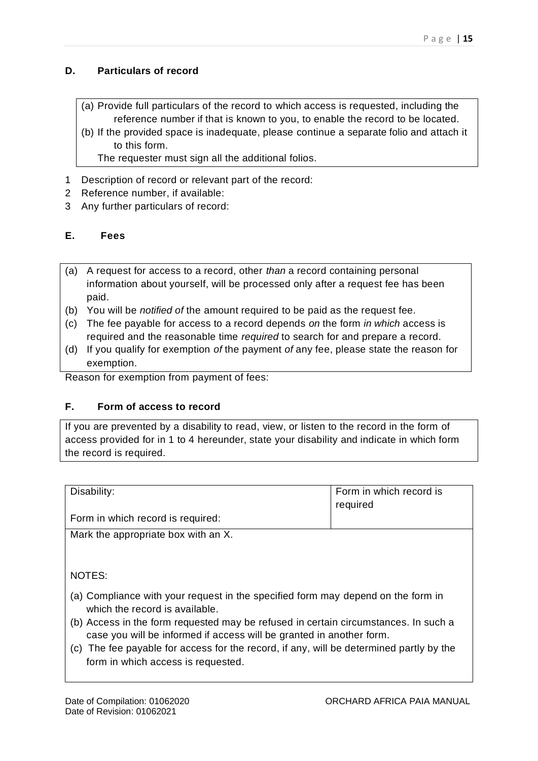## D. Particulars of record

(a) Provide full particulars of the record to which access is requested, including the reference number if that is known to you, to enable the record to be located.
(b) If the provided space is inadequate, please continue a separate folio and attach it to this form.
The requester must sign all the additional folios.

1 Description of record or relevant part of the record:
2 Reference number, if available:
3 Any further particulars of record:

## E. Fees

(a) A request for access to a record, other *than* a record containing personal information about yourself, will be processed only after a request fee has been paid.
(b) You will be *notified of* the amount required to be paid as the request fee.
(c) The fee payable for access to a record depends *on* the form *in which* access is required and the reasonable time *required* to search for and prepare a record.
(d) If you qualify for exemption *of* the payment *of* any fee, please state the reason for exemption.

Reason for exemption from payment of fees:

## F. Form of access to record

If you are prevented by a disability to read, view, or listen to the record in the form of access provided for in 1 to 4 hereunder, state your disability and indicate in which form the record is required.

| Disability:<br><br>Form in which record is required: | Form in which record is required |
|---|---|

Mark the appropriate box with an X.

NOTES:

(a) Compliance with your request in the specified form may depend on the form in which the record is available.
(b) Access in the form requested may be refused in certain circumstances. In such a case you will be informed if access will be granted in another form.
(c) The fee payable for access for the record, if any, will be determined partly by the form in which access is requested.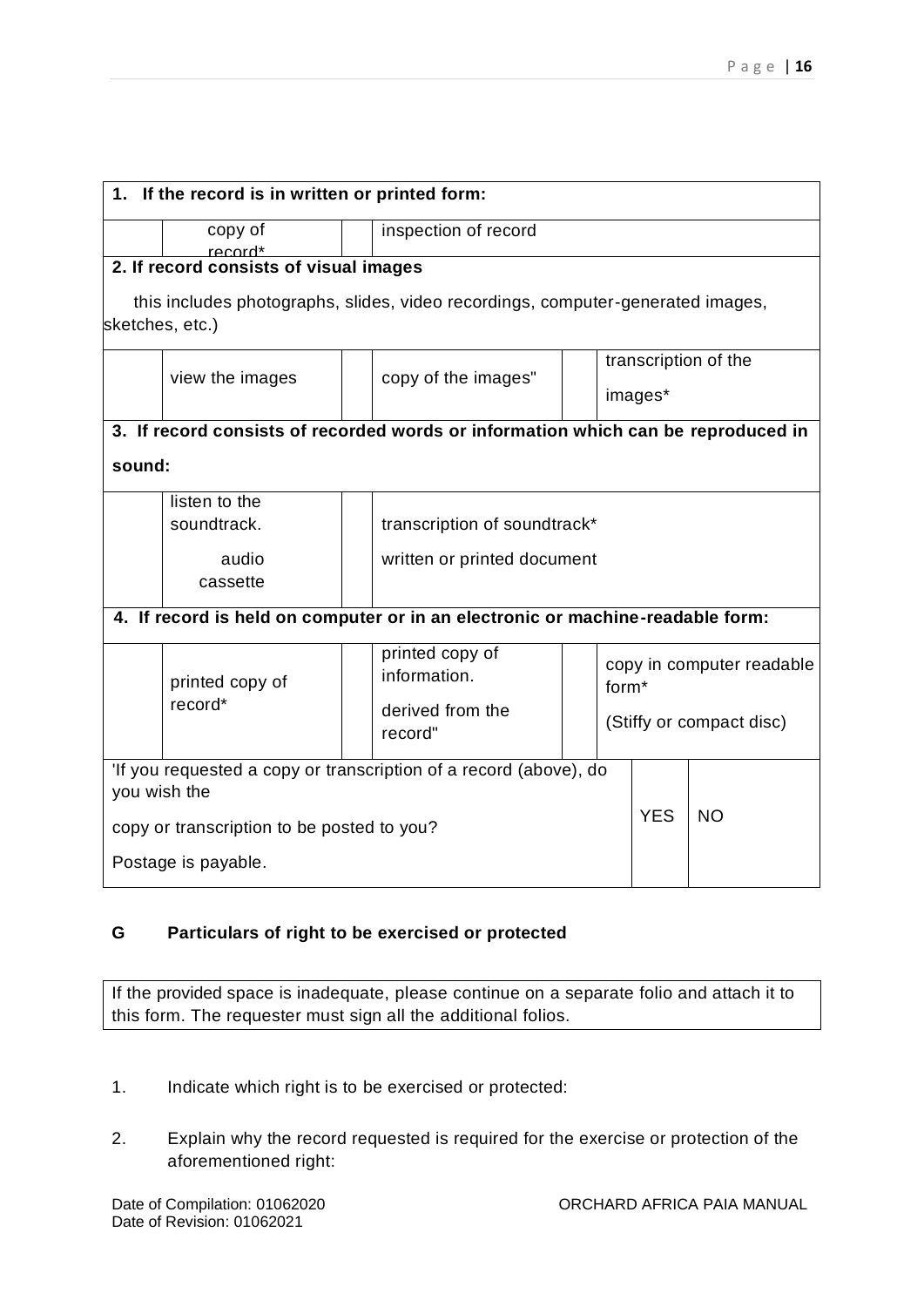| **1. If the record is in written or printed form:** | | | | | | |
|---|---|---|---|---|---|---|
| | copy of record* | | inspection of record | | | |
| **2. If record consists of visual images** this includes photographs, slides, video recordings, computer-generated images, sketches, etc.) | | | | | | |
| | view the images | | copy of the images" | | transcription of the images* | |
| **3. If record consists of recorded words or information which can be reproduced in sound:** | | | | | | |
| | listen to the soundtrack. audio cassette | | transcription of soundtrack* written or printed document | | | |
| **4. If record is held on computer or in an electronic or machine-readable form:** | | | | | | |
| | printed copy of record* | | printed copy of information. derived from the record" | | copy in computer readable form* (Stiffy or compact disc) | |
| 'If you requested a copy or transcription of a record (above), do you wish the copy or transcription to be posted to you? Postage is payable. | | | | | YES | NO |

**G Particulars of right to be exercised or protected**

| If the provided space is inadequate, please continue on a separate folio and attach it to this form. The requester must sign all the additional folios. |
|---|

1. Indicate which right is to be exercised or protected:

2. Explain why the record requested is required for the exercise or protection of the aforementioned right:

Date of Compilation: 01062020
Date of Revision: 01062021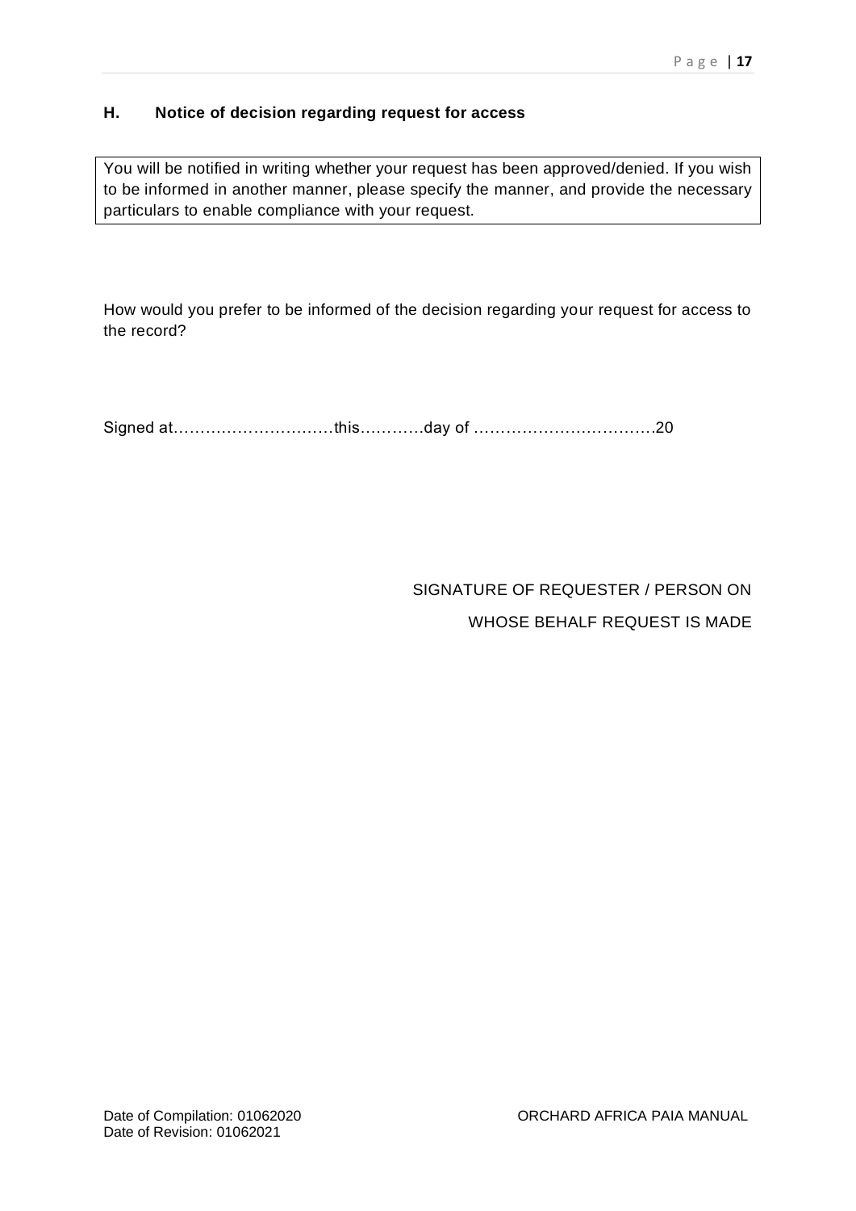### H. Notice of decision regarding request for access

| |
|---|
| You will be notified in writing whether your request has been approved/denied. If you wish to be informed in another manner, please specify the manner, and provide the necessary particulars to enable compliance with your request. |

How would you prefer to be informed of the decision regarding your request for access to the record?

Signed at…………………………this…………day of ……………………………20

SIGNATURE OF REQUESTER / PERSON ON

WHOSE BEHALF REQUEST IS MADE

Date of Compilation: 01062020
Date of Revision: 01062021

ORCHARD AFRICA PAIA MANUAL